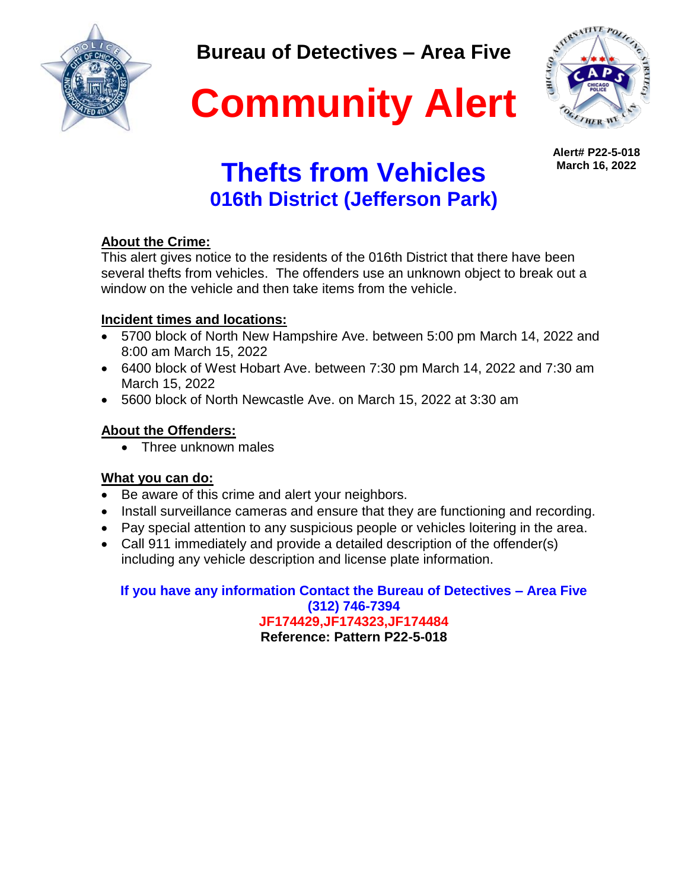**Bureau of Detectives – Area Five**

# Community Alert

**Alert# P22-5-018**
**March 16, 2022**

## Thefts from Vehicles
### 016th District (Jefferson Park)

**About the Crime:**

This alert gives notice to the residents of the 016th District that there have been several thefts from vehicles. The offenders use an unknown object to break out a window on the vehicle and then take items from the vehicle.

**Incident times and locations:**

- 5700 block of North New Hampshire Ave. between 5:00 pm March 14, 2022 and 8:00 am March 15, 2022
- 6400 block of West Hobart Ave. between 7:30 pm March 14, 2022 and 7:30 am March 15, 2022
- 5600 block of North Newcastle Ave. on March 15, 2022 at 3:30 am

**About the Offenders:**

- Three unknown males

**What you can do:**

- Be aware of this crime and alert your neighbors.
- Install surveillance cameras and ensure that they are functioning and recording.
- Pay special attention to any suspicious people or vehicles loitering in the area.
- Call 911 immediately and provide a detailed description of the offender(s) including any vehicle description and license plate information.

**If you have any information Contact the Bureau of Detectives – Area Five**
**(312) 746-7394**
**JF174429,JF174323,JF174484**
**Reference: Pattern P22-5-018**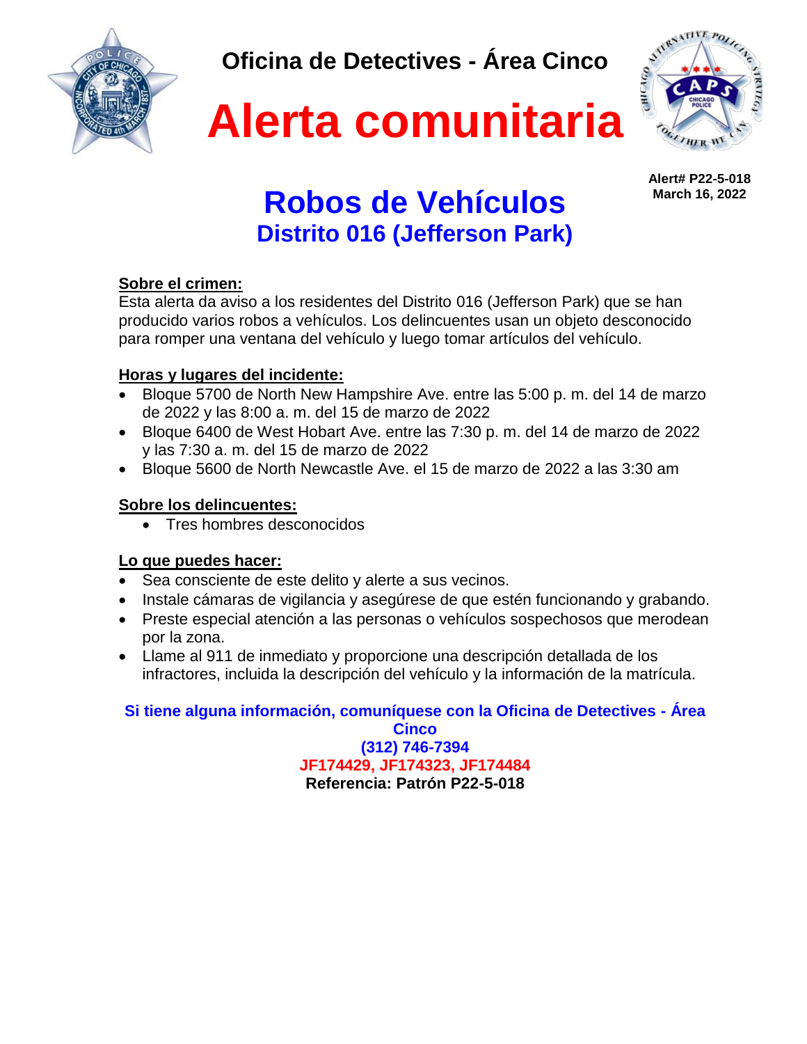Oficina de Detectives - Área Cinco

# Alerta comunitaria

**Alert# P22-5-018**
**March 16, 2022**

## Robos de Vehículos
### Distrito 016 (Jefferson Park)

**Sobre el crimen:**
Esta alerta da aviso a los residentes del Distrito 016 (Jefferson Park) que se han producido varios robos a vehículos. Los delincuentes usan un objeto desconocido para romper una ventana del vehículo y luego tomar artículos del vehículo.

**Horas y lugares del incidente:**
- Bloque 5700 de North New Hampshire Ave. entre las 5:00 p. m. del 14 de marzo de 2022 y las 8:00 a. m. del 15 de marzo de 2022
- Bloque 6400 de West Hobart Ave. entre las 7:30 p. m. del 14 de marzo de 2022 y las 7:30 a. m. del 15 de marzo de 2022
- Bloque 5600 de North Newcastle Ave. el 15 de marzo de 2022 a las 3:30 am

**Sobre los delincuentes:**
- Tres hombres desconocidos

**Lo que puedes hacer:**
- Sea consciente de este delito y alerte a sus vecinos.
- Instale cámaras de vigilancia y asegúrese de que estén funcionando y grabando.
- Preste especial atención a las personas o vehículos sospechosos que merodean por la zona.
- Llame al 911 de inmediato y proporcione una descripción detallada de los infractores, incluida la descripción del vehículo y la información de la matrícula.

**Si tiene alguna información, comuníquese con la Oficina de Detectives - Área Cinco**
**(312) 746-7394**
**JF174429, JF174323, JF174484**
**Referencia: Patrón P22-5-018**